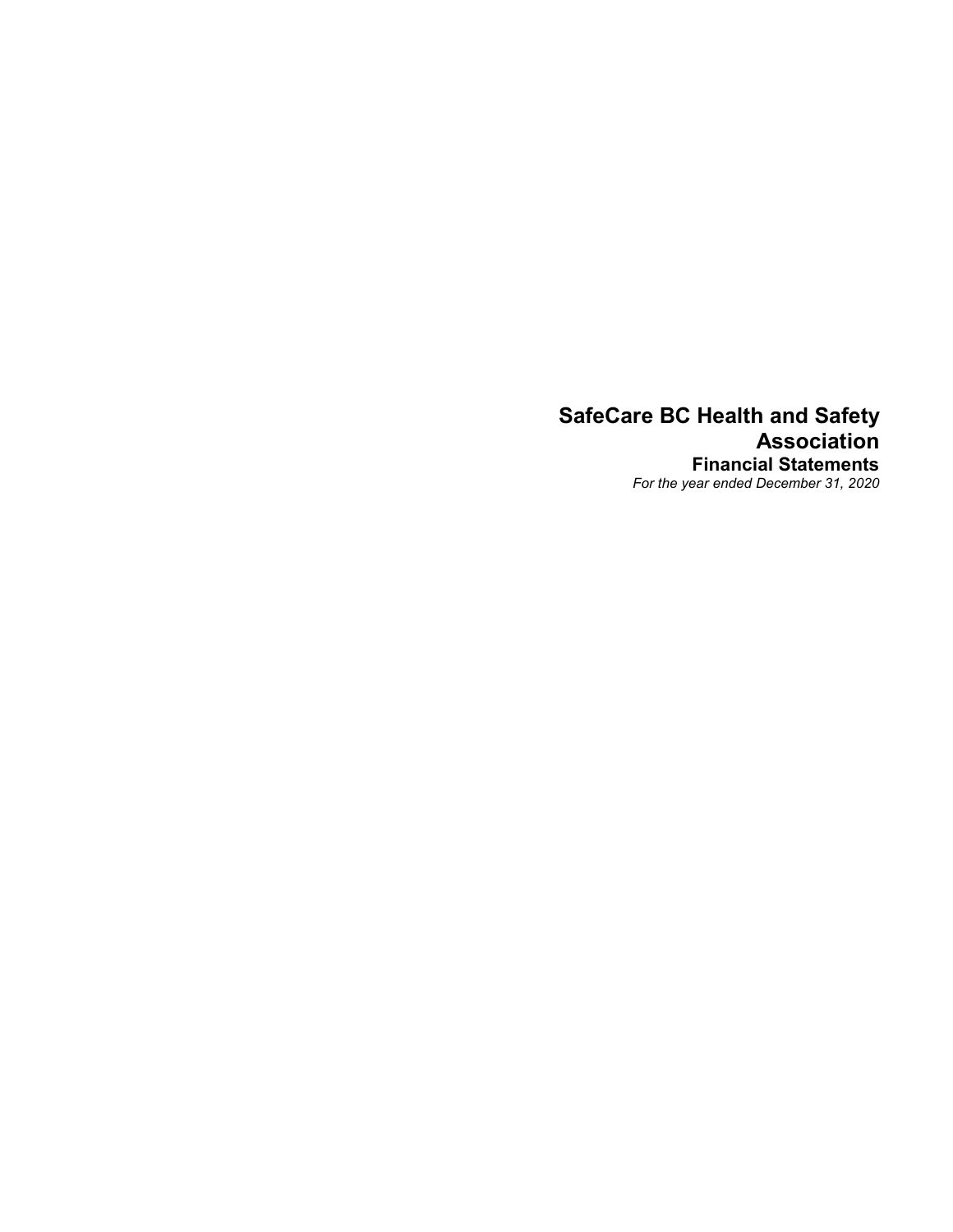# SafeCare BC Health and Safety Association

## Financial Statements

*For the year ended December 31, 2020*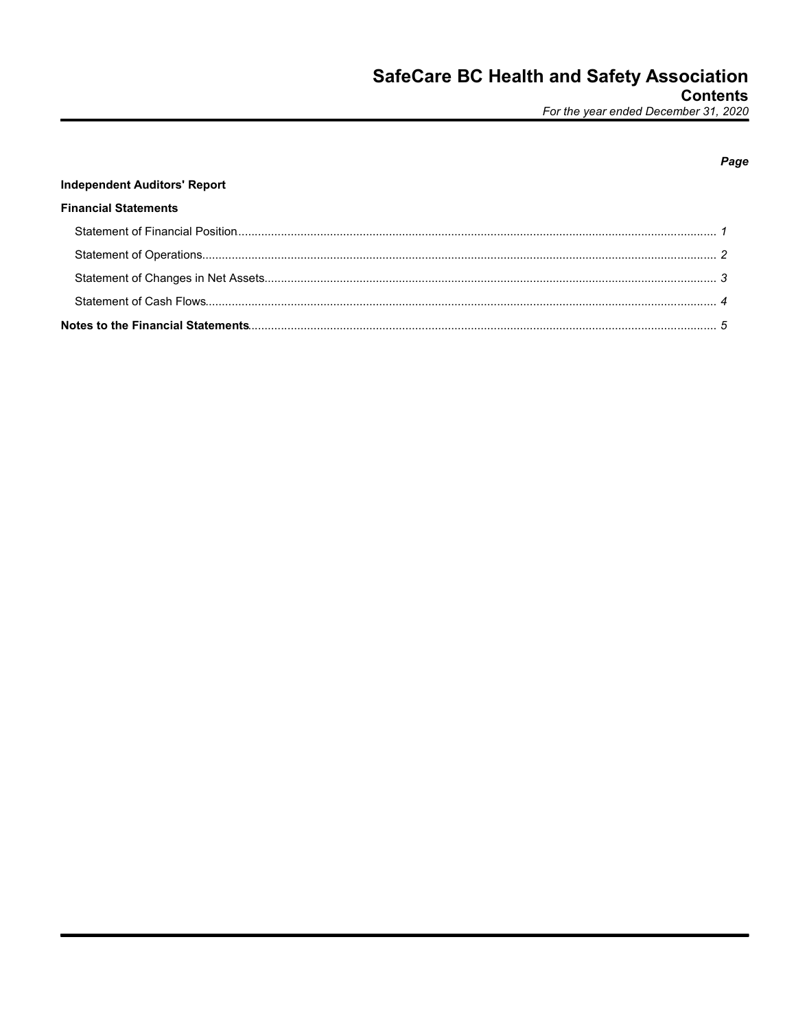# SafeCare BC Health and Safety Association

## Contents

*For the year ended December 31, 2020*

| | *Page* |
|---|---|
| **Independent Auditors' Report** | |
| **Financial Statements** | |
| Statement of Financial Position | *1* |
| Statement of Operations | *2* |
| Statement of Changes in Net Assets | *3* |
| Statement of Cash Flows | *4* |
| **Notes to the Financial Statements** | *5* |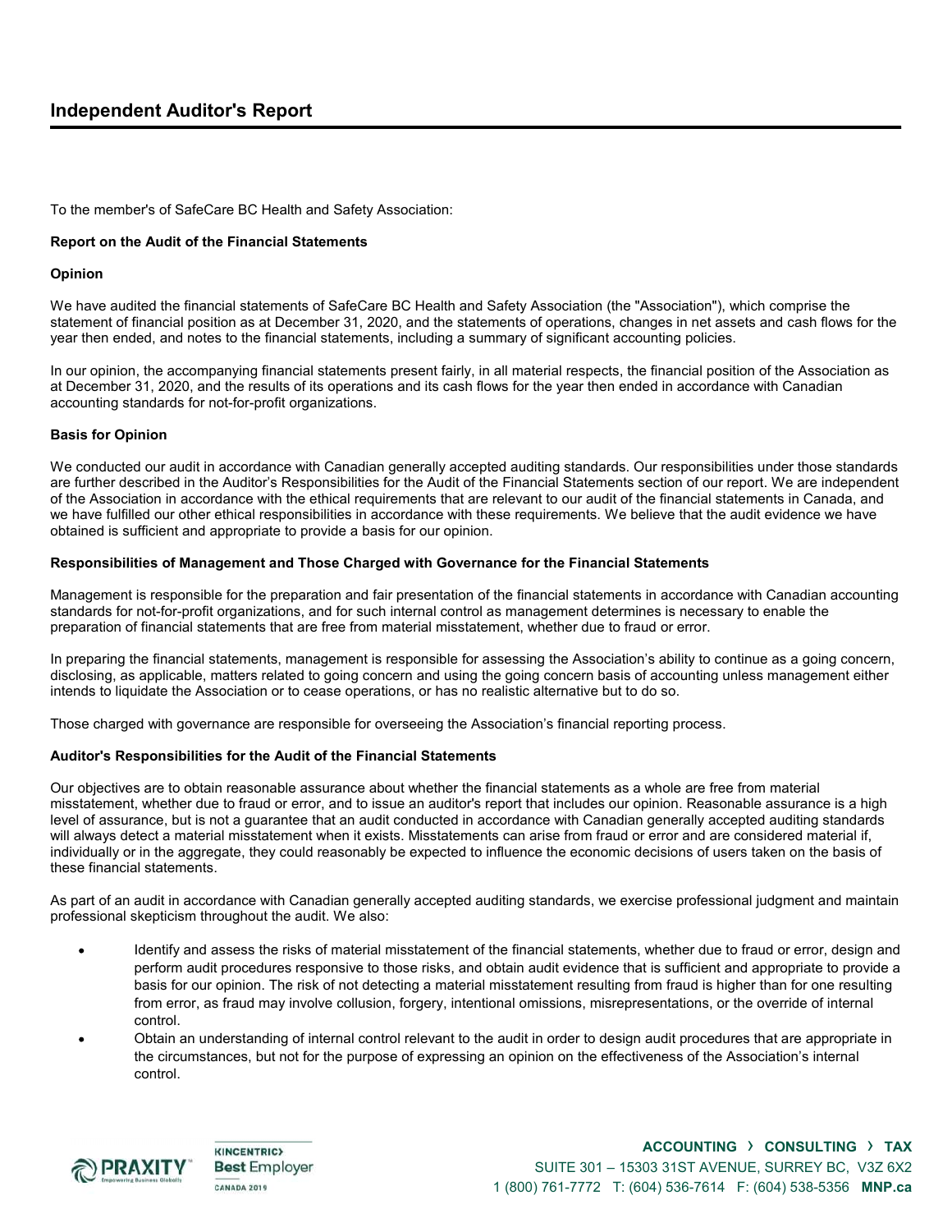# Independent Auditor's Report

To the member's of SafeCare BC Health and Safety Association:

**Report on the Audit of the Financial Statements**

**Opinion**

We have audited the financial statements of SafeCare BC Health and Safety Association (the "Association"), which comprise the statement of financial position as at December 31, 2020, and the statements of operations, changes in net assets and cash flows for the year then ended, and notes to the financial statements, including a summary of significant accounting policies.

In our opinion, the accompanying financial statements present fairly, in all material respects, the financial position of the Association as at December 31, 2020, and the results of its operations and its cash flows for the year then ended in accordance with Canadian accounting standards for not-for-profit organizations.

**Basis for Opinion**

We conducted our audit in accordance with Canadian generally accepted auditing standards. Our responsibilities under those standards are further described in the Auditor's Responsibilities for the Audit of the Financial Statements section of our report. We are independent of the Association in accordance with the ethical requirements that are relevant to our audit of the financial statements in Canada, and we have fulfilled our other ethical responsibilities in accordance with these requirements. We believe that the audit evidence we have obtained is sufficient and appropriate to provide a basis for our opinion.

**Responsibilities of Management and Those Charged with Governance for the Financial Statements**

Management is responsible for the preparation and fair presentation of the financial statements in accordance with Canadian accounting standards for not-for-profit organizations, and for such internal control as management determines is necessary to enable the preparation of financial statements that are free from material misstatement, whether due to fraud or error.

In preparing the financial statements, management is responsible for assessing the Association's ability to continue as a going concern, disclosing, as applicable, matters related to going concern and using the going concern basis of accounting unless management either intends to liquidate the Association or to cease operations, or has no realistic alternative but to do so.

Those charged with governance are responsible for overseeing the Association's financial reporting process.

**Auditor's Responsibilities for the Audit of the Financial Statements**

Our objectives are to obtain reasonable assurance about whether the financial statements as a whole are free from material misstatement, whether due to fraud or error, and to issue an auditor's report that includes our opinion. Reasonable assurance is a high level of assurance, but is not a guarantee that an audit conducted in accordance with Canadian generally accepted auditing standards will always detect a material misstatement when it exists. Misstatements can arise from fraud or error and are considered material if, individually or in the aggregate, they could reasonably be expected to influence the economic decisions of users taken on the basis of these financial statements.

As part of an audit in accordance with Canadian generally accepted auditing standards, we exercise professional judgment and maintain professional skepticism throughout the audit. We also:

- Identify and assess the risks of material misstatement of the financial statements, whether due to fraud or error, design and perform audit procedures responsive to those risks, and obtain audit evidence that is sufficient and appropriate to provide a basis for our opinion. The risk of not detecting a material misstatement resulting from fraud is higher than for one resulting from error, as fraud may involve collusion, forgery, intentional omissions, misrepresentations, or the override of internal control.
- Obtain an understanding of internal control relevant to the audit in order to design audit procedures that are appropriate in the circumstances, but not for the purpose of expressing an opinion on the effectiveness of the Association's internal control.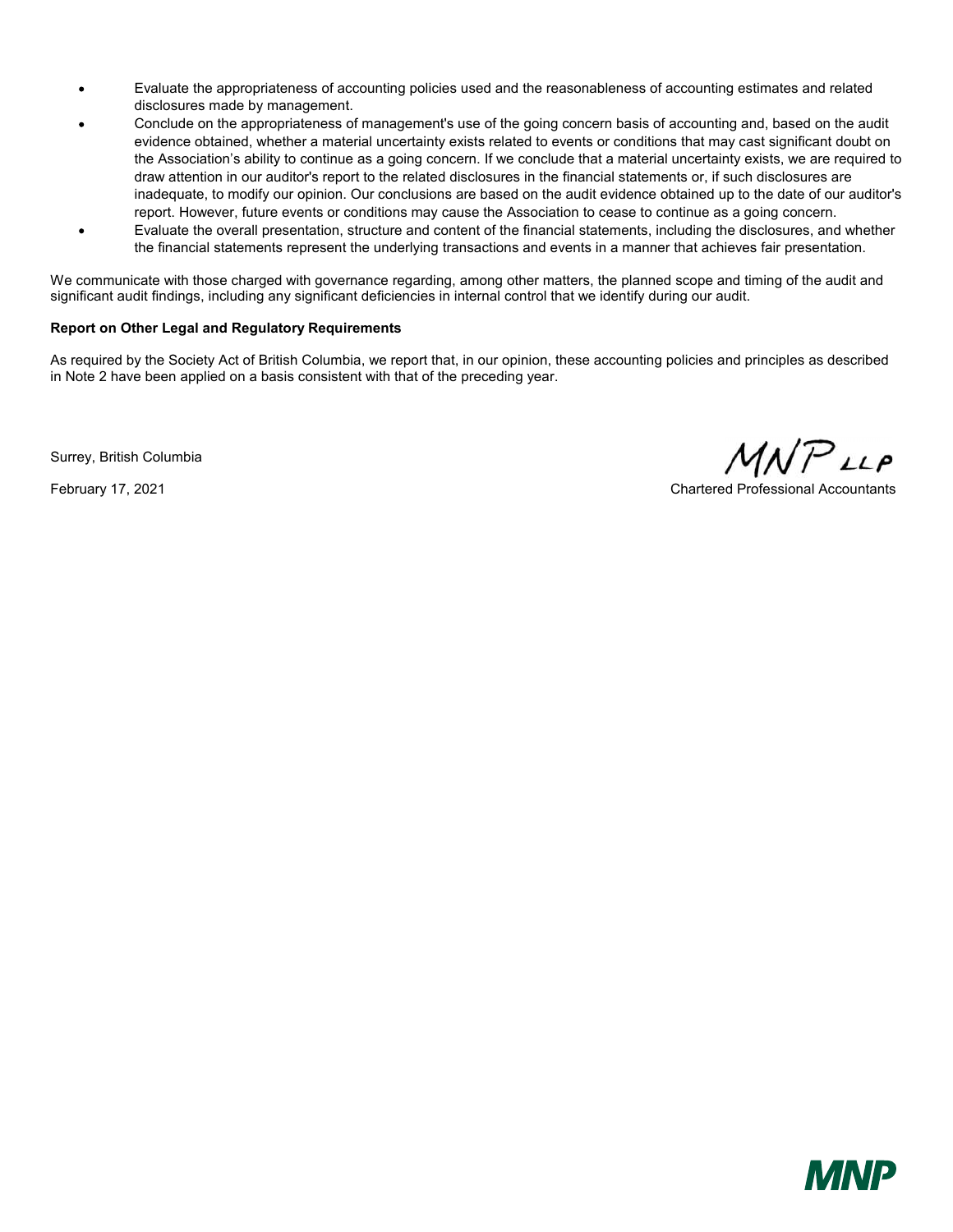- Evaluate the appropriateness of accounting policies used and the reasonableness of accounting estimates and related disclosures made by management.
- Conclude on the appropriateness of management's use of the going concern basis of accounting and, based on the audit evidence obtained, whether a material uncertainty exists related to events or conditions that may cast significant doubt on the Association's ability to continue as a going concern. If we conclude that a material uncertainty exists, we are required to draw attention in our auditor's report to the related disclosures in the financial statements or, if such disclosures are inadequate, to modify our opinion. Our conclusions are based on the audit evidence obtained up to the date of our auditor's report. However, future events or conditions may cause the Association to cease to continue as a going concern.
- Evaluate the overall presentation, structure and content of the financial statements, including the disclosures, and whether the financial statements represent the underlying transactions and events in a manner that achieves fair presentation.

We communicate with those charged with governance regarding, among other matters, the planned scope and timing of the audit and significant audit findings, including any significant deficiencies in internal control that we identify during our audit.

**Report on Other Legal and Regulatory Requirements**

As required by the Society Act of British Columbia, we report that, in our opinion, these accounting policies and principles as described in Note 2 have been applied on a basis consistent with that of the preceding year.

Surrey, British Columbia

February 17, 2021

MNP LLP

Chartered Professional Accountants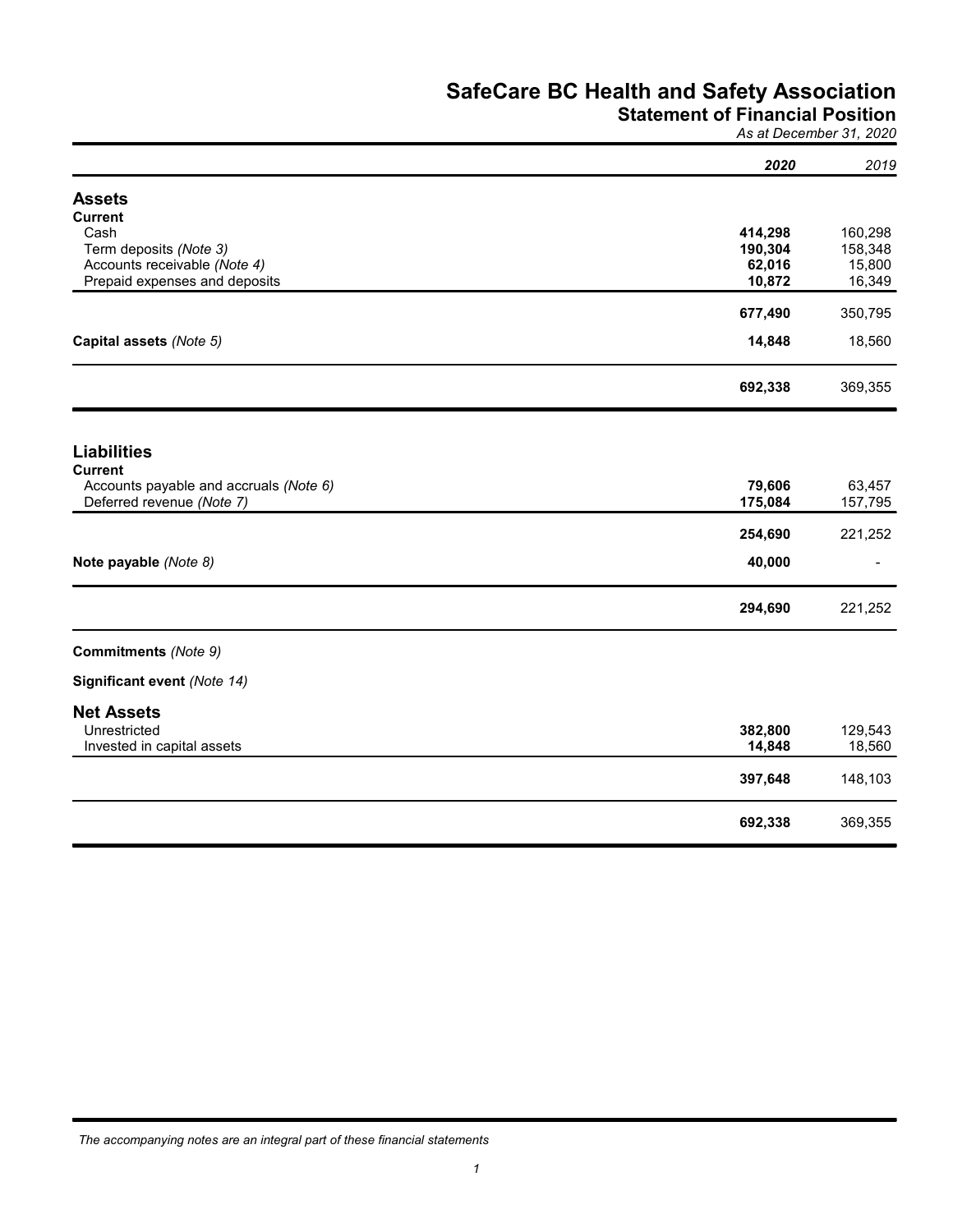# SafeCare BC Health and Safety Association

## Statement of Financial Position

*As at December 31, 2020*

| | **2020** | *2019* |
|---|---|---|
| **Assets** | | |
| **Current** | | |
| Cash | **414,298** | 160,298 |
| Term deposits *(Note 3)* | **190,304** | 158,348 |
| Accounts receivable *(Note 4)* | **62,016** | 15,800 |
| Prepaid expenses and deposits | **10,872** | 16,349 |
| | **677,490** | 350,795 |
| **Capital assets** *(Note 5)* | **14,848** | 18,560 |
| | **692,338** | 369,355 |
| **Liabilities** | | |
| **Current** | | |
| Accounts payable and accruals *(Note 6)* | **79,606** | 63,457 |
| Deferred revenue *(Note 7)* | **175,084** | 157,795 |
| | **254,690** | 221,252 |
| **Note payable** *(Note 8)* | **40,000** | - |
| | **294,690** | 221,252 |
| **Commitments** *(Note 9)* | | |
| **Significant event** *(Note 14)* | | |
| **Net Assets** | | |
| Unrestricted | **382,800** | 129,543 |
| Invested in capital assets | **14,848** | 18,560 |
| | **397,648** | 148,103 |
| | **692,338** | 369,355 |

*The accompanying notes are an integral part of these financial statements*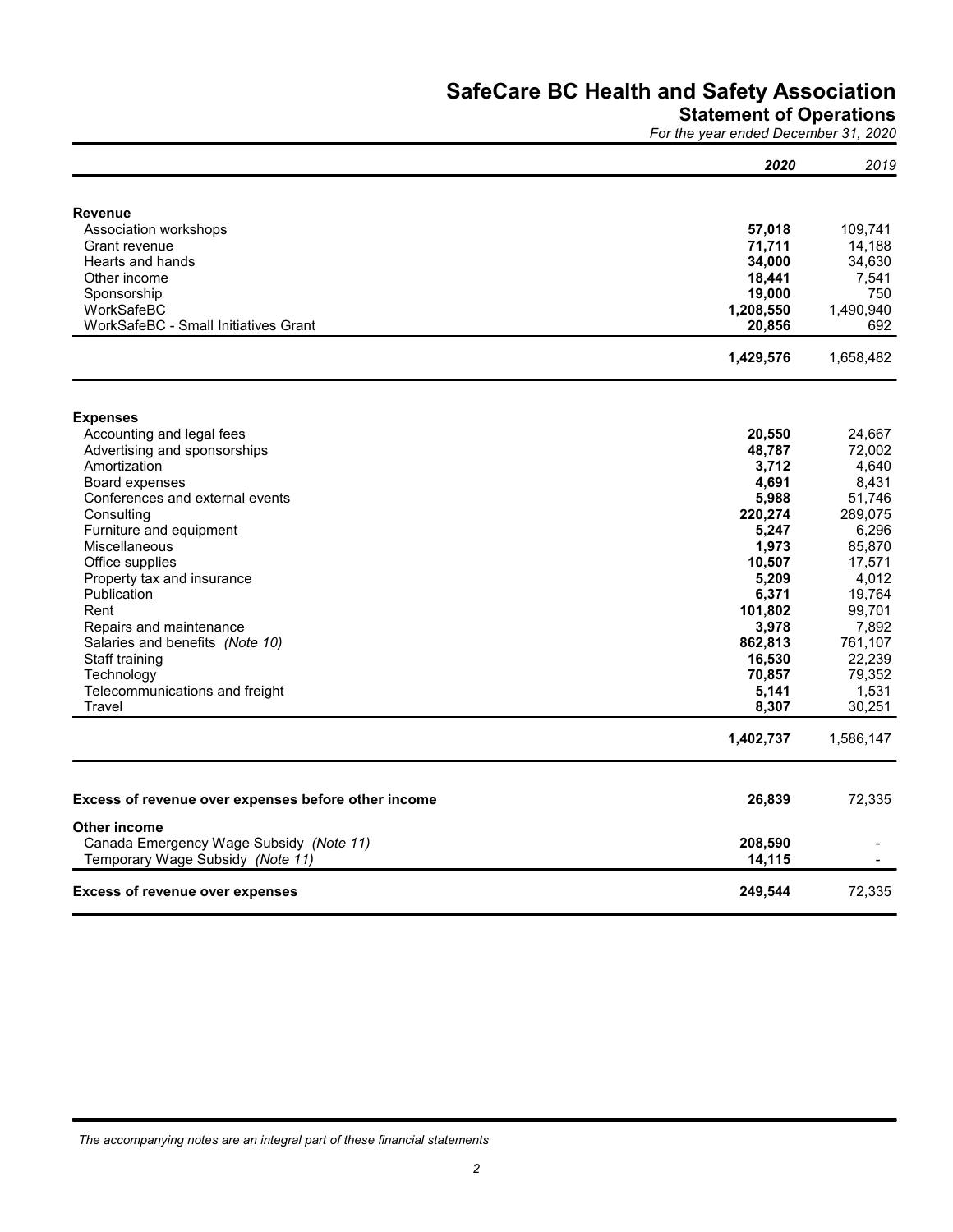# SafeCare BC Health and Safety Association

## Statement of Operations

*For the year ended December 31, 2020*

| | **2020** | *2019* |
|---|---|---|
| **Revenue** | | |
| Association workshops | **57,018** | 109,741 |
| Grant revenue | **71,711** | 14,188 |
| Hearts and hands | **34,000** | 34,630 |
| Other income | **18,441** | 7,541 |
| Sponsorship | **19,000** | 750 |
| WorkSafeBC | **1,208,550** | 1,490,940 |
| WorkSafeBC - Small Initiatives Grant | **20,856** | 692 |
| | **1,429,576** | 1,658,482 |
| **Expenses** | | |
| Accounting and legal fees | **20,550** | 24,667 |
| Advertising and sponsorships | **48,787** | 72,002 |
| Amortization | **3,712** | 4,640 |
| Board expenses | **4,691** | 8,431 |
| Conferences and external events | **5,988** | 51,746 |
| Consulting | **220,274** | 289,075 |
| Furniture and equipment | **5,247** | 6,296 |
| Miscellaneous | **1,973** | 85,870 |
| Office supplies | **10,507** | 17,571 |
| Property tax and insurance | **5,209** | 4,012 |
| Publication | **6,371** | 19,764 |
| Rent | **101,802** | 99,701 |
| Repairs and maintenance | **3,978** | 7,892 |
| Salaries and benefits *(Note 10)* | **862,813** | 761,107 |
| Staff training | **16,530** | 22,239 |
| Technology | **70,857** | 79,352 |
| Telecommunications and freight | **5,141** | 1,531 |
| Travel | **8,307** | 30,251 |
| | **1,402,737** | 1,586,147 |
| **Excess of revenue over expenses before other income** | **26,839** | 72,335 |
| **Other income** | | |
| Canada Emergency Wage Subsidy *(Note 11)* | **208,590** | - |
| Temporary Wage Subsidy *(Note 11)* | **14,115** | - |
| **Excess of revenue over expenses** | **249,544** | 72,335 |

*The accompanying notes are an integral part of these financial statements*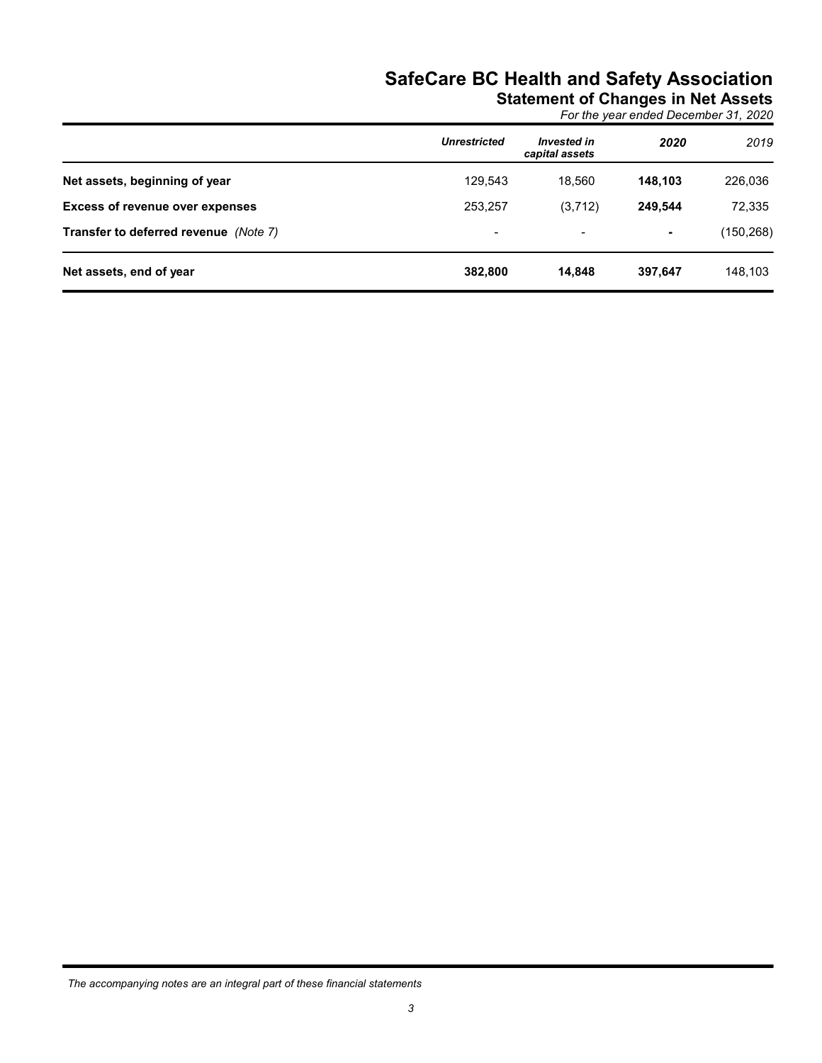# SafeCare BC Health and Safety Association

## Statement of Changes in Net Assets

*For the year ended December 31, 2020*

| | *Unrestricted* | *Invested in capital assets* | *2020* | *2019* |
|---|---|---|---|---|
| **Net assets, beginning of year** | 129,543 | 18,560 | **148,103** | 226,036 |
| **Excess of revenue over expenses** | 253,257 | (3,712) | **249,544** | 72,335 |
| **Transfer to deferred revenue** *(Note 7)* | - | - | **-** | (150,268) |
| **Net assets, end of year** | **382,800** | **14,848** | **397,647** | 148,103 |

*The accompanying notes are an integral part of these financial statements*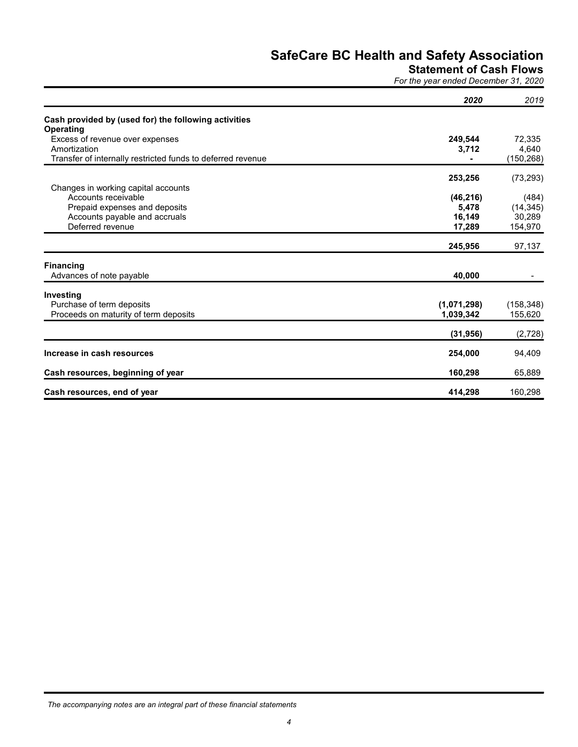# SafeCare BC Health and Safety Association

## Statement of Cash Flows

*For the year ended December 31, 2020*

| | *2020* | *2019* |
|---|---|---|
| **Cash provided by (used for) the following activities** | | |
| **Operating** | | |
| Excess of revenue over expenses | **249,544** | 72,335 |
| Amortization | **3,712** | 4,640 |
| Transfer of internally restricted funds to deferred revenue | **-** | (150,268) |
| | **253,256** | (73,293) |
| Changes in working capital accounts | | |
| Accounts receivable | **(46,216)** | (484) |
| Prepaid expenses and deposits | **5,478** | (14,345) |
| Accounts payable and accruals | **16,149** | 30,289 |
| Deferred revenue | **17,289** | 154,970 |
| | **245,956** | 97,137 |
| **Financing** | | |
| Advances of note payable | **40,000** | - |
| **Investing** | | |
| Purchase of term deposits | **(1,071,298)** | (158,348) |
| Proceeds on maturity of term deposits | **1,039,342** | 155,620 |
| | **(31,956)** | (2,728) |
| **Increase in cash resources** | **254,000** | 94,409 |
| **Cash resources, beginning of year** | **160,298** | 65,889 |
| **Cash resources, end of year** | **414,298** | 160,298 |

*The accompanying notes are an integral part of these financial statements*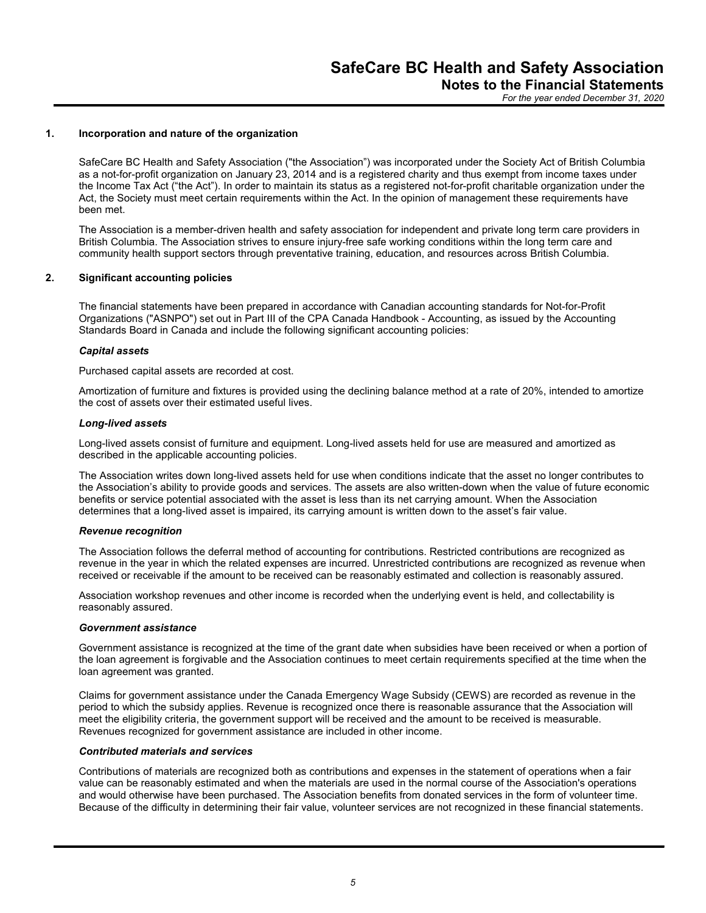# SafeCare BC Health and Safety Association

## Notes to the Financial Statements

*For the year ended December 31, 2020*

### 1. Incorporation and nature of the organization

SafeCare BC Health and Safety Association ("the Association") was incorporated under the Society Act of British Columbia as a not-for-profit organization on January 23, 2014 and is a registered charity and thus exempt from income taxes under the Income Tax Act ("the Act"). In order to maintain its status as a registered not-for-profit charitable organization under the Act, the Society must meet certain requirements within the Act. In the opinion of management these requirements have been met.

The Association is a member-driven health and safety association for independent and private long term care providers in British Columbia. The Association strives to ensure injury-free safe working conditions within the long term care and community health support sectors through preventative training, education, and resources across British Columbia.

### 2. Significant accounting policies

The financial statements have been prepared in accordance with Canadian accounting standards for Not-for-Profit Organizations ("ASNPO") set out in Part III of the CPA Canada Handbook - Accounting, as issued by the Accounting Standards Board in Canada and include the following significant accounting policies:

***Capital assets***

Purchased capital assets are recorded at cost.

Amortization of furniture and fixtures is provided using the declining balance method at a rate of 20%, intended to amortize the cost of assets over their estimated useful lives.

***Long-lived assets***

Long-lived assets consist of furniture and equipment. Long-lived assets held for use are measured and amortized as described in the applicable accounting policies.

The Association writes down long-lived assets held for use when conditions indicate that the asset no longer contributes to the Association's ability to provide goods and services. The assets are also written-down when the value of future economic benefits or service potential associated with the asset is less than its net carrying amount. When the Association determines that a long-lived asset is impaired, its carrying amount is written down to the asset's fair value.

***Revenue recognition***

The Association follows the deferral method of accounting for contributions. Restricted contributions are recognized as revenue in the year in which the related expenses are incurred. Unrestricted contributions are recognized as revenue when received or receivable if the amount to be received can be reasonably estimated and collection is reasonably assured.

Association workshop revenues and other income is recorded when the underlying event is held, and collectability is reasonably assured.

***Government assistance***

Government assistance is recognized at the time of the grant date when subsidies have been received or when a portion of the loan agreement is forgivable and the Association continues to meet certain requirements specified at the time when the loan agreement was granted.

Claims for government assistance under the Canada Emergency Wage Subsidy (CEWS) are recorded as revenue in the period to which the subsidy applies. Revenue is recognized once there is reasonable assurance that the Association will meet the eligibility criteria, the government support will be received and the amount to be received is measurable. Revenues recognized for government assistance are included in other income.

***Contributed materials and services***

Contributions of materials are recognized both as contributions and expenses in the statement of operations when a fair value can be reasonably estimated and when the materials are used in the normal course of the Association's operations and would otherwise have been purchased. The Association benefits from donated services in the form of volunteer time. Because of the difficulty in determining their fair value, volunteer services are not recognized in these financial statements.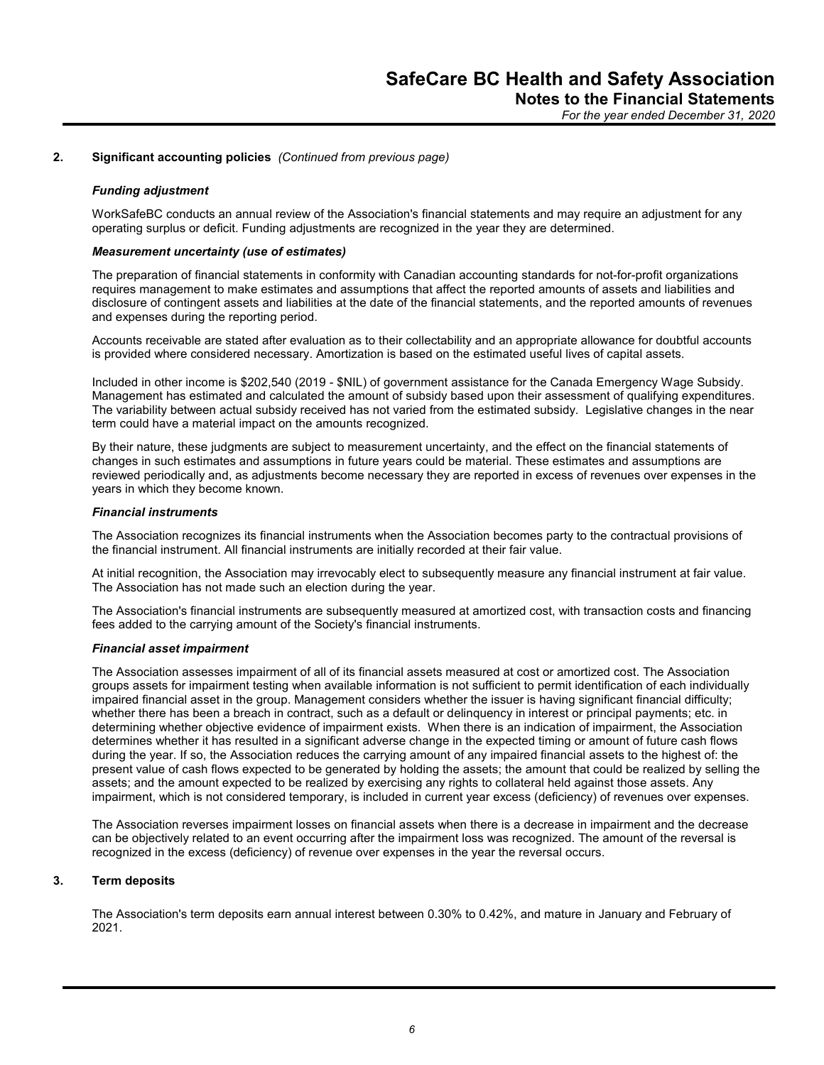## 2. Significant accounting policies *(Continued from previous page)*

### *Funding adjustment*

WorkSafeBC conducts an annual review of the Association's financial statements and may require an adjustment for any operating surplus or deficit. Funding adjustments are recognized in the year they are determined.

### *Measurement uncertainty (use of estimates)*

The preparation of financial statements in conformity with Canadian accounting standards for not-for-profit organizations requires management to make estimates and assumptions that affect the reported amounts of assets and liabilities and disclosure of contingent assets and liabilities at the date of the financial statements, and the reported amounts of revenues and expenses during the reporting period.

Accounts receivable are stated after evaluation as to their collectability and an appropriate allowance for doubtful accounts is provided where considered necessary. Amortization is based on the estimated useful lives of capital assets.

Included in other income is $202,540 (2019 - $NIL) of government assistance for the Canada Emergency Wage Subsidy. Management has estimated and calculated the amount of subsidy based upon their assessment of qualifying expenditures. The variability between actual subsidy received has not varied from the estimated subsidy. Legislative changes in the near term could have a material impact on the amounts recognized.

By their nature, these judgments are subject to measurement uncertainty, and the effect on the financial statements of changes in such estimates and assumptions in future years could be material. These estimates and assumptions are reviewed periodically and, as adjustments become necessary they are reported in excess of revenues over expenses in the years in which they become known.

### *Financial instruments*

The Association recognizes its financial instruments when the Association becomes party to the contractual provisions of the financial instrument. All financial instruments are initially recorded at their fair value.

At initial recognition, the Association may irrevocably elect to subsequently measure any financial instrument at fair value. The Association has not made such an election during the year.

The Association's financial instruments are subsequently measured at amortized cost, with transaction costs and financing fees added to the carrying amount of the Society's financial instruments.

### *Financial asset impairment*

The Association assesses impairment of all of its financial assets measured at cost or amortized cost. The Association groups assets for impairment testing when available information is not sufficient to permit identification of each individually impaired financial asset in the group. Management considers whether the issuer is having significant financial difficulty; whether there has been a breach in contract, such as a default or delinquency in interest or principal payments; etc. in determining whether objective evidence of impairment exists. When there is an indication of impairment, the Association determines whether it has resulted in a significant adverse change in the expected timing or amount of future cash flows during the year. If so, the Association reduces the carrying amount of any impaired financial assets to the highest of: the present value of cash flows expected to be generated by holding the assets; the amount that could be realized by selling the assets; and the amount expected to be realized by exercising any rights to collateral held against those assets. Any impairment, which is not considered temporary, is included in current year excess (deficiency) of revenues over expenses.

The Association reverses impairment losses on financial assets when there is a decrease in impairment and the decrease can be objectively related to an event occurring after the impairment loss was recognized. The amount of the reversal is recognized in the excess (deficiency) of revenue over expenses in the year the reversal occurs.

## 3. Term deposits

The Association's term deposits earn annual interest between 0.30% to 0.42%, and mature in January and February of 2021.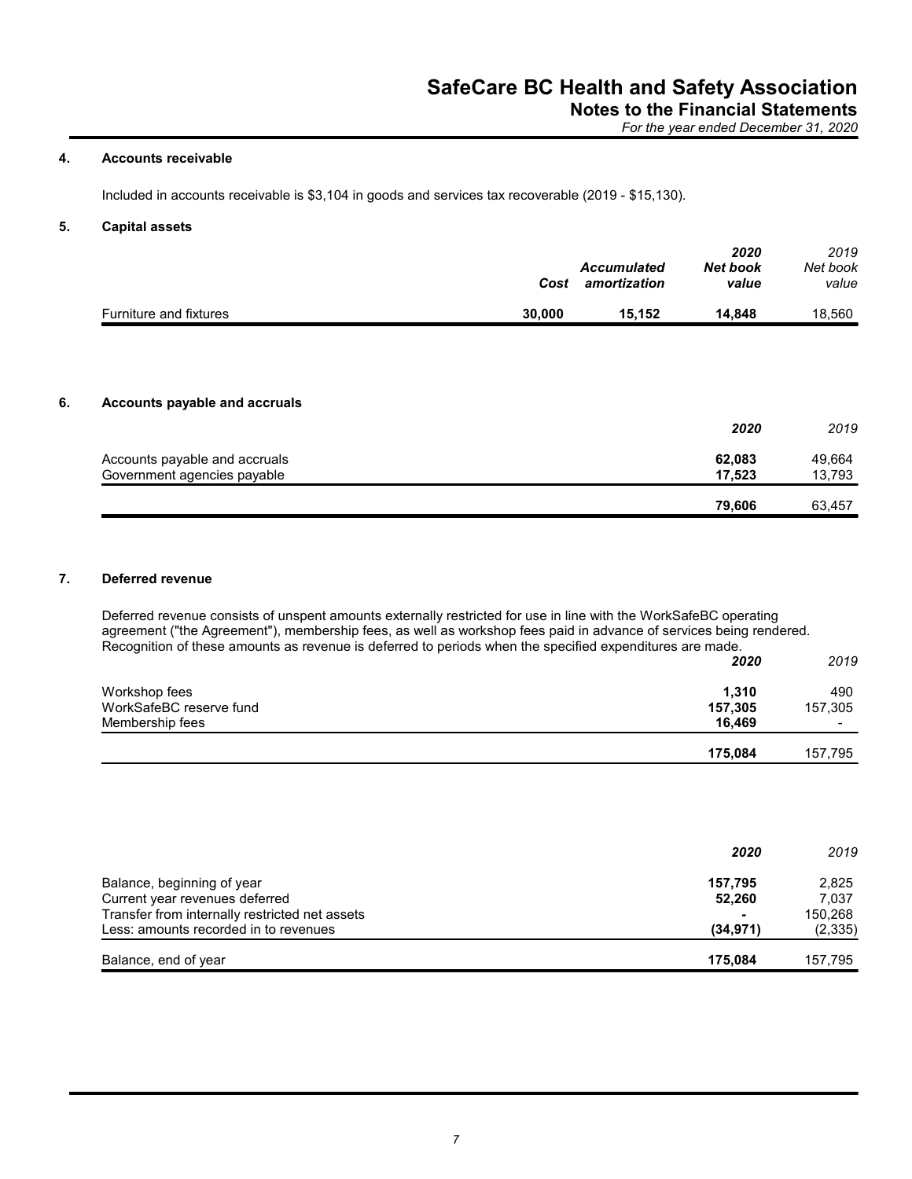## 4. Accounts receivable

Included in accounts receivable is $3,104 in goods and services tax recoverable (2019 - $15,130).

## 5. Capital assets

| | Cost | Accumulated amortization | 2020 Net book value | 2019 Net book value |
|---|---|---|---|---|
| Furniture and fixtures | **30,000** | **15,152** | **14,848** | 18,560 |

## 6. Accounts payable and accruals

| | 2020 | 2019 |
|---|---|---|
| Accounts payable and accruals | **62,083** | 49,664 |
| Government agencies payable | **17,523** | 13,793 |
| | **79,606** | 63,457 |

## 7. Deferred revenue

Deferred revenue consists of unspent amounts externally restricted for use in line with the WorkSafeBC operating agreement ("the Agreement"), membership fees, as well as workshop fees paid in advance of services being rendered. Recognition of these amounts as revenue is deferred to periods when the specified expenditures are made.

| | 2020 | 2019 |
|---|---|---|
| Workshop fees | **1,310** | 490 |
| WorkSafeBC reserve fund | **157,305** | 157,305 |
| Membership fees | **16,469** | - |
| | **175,084** | 157,795 |

| | 2020 | 2019 |
|---|---|---|
| Balance, beginning of year | **157,795** | 2,825 |
| Current year revenues deferred | **52,260** | 7,037 |
| Transfer from internally restricted net assets | **-** | 150,268 |
| Less: amounts recorded in to revenues | **(34,971)** | (2,335) |
| Balance, end of year | **175,084** | 157,795 |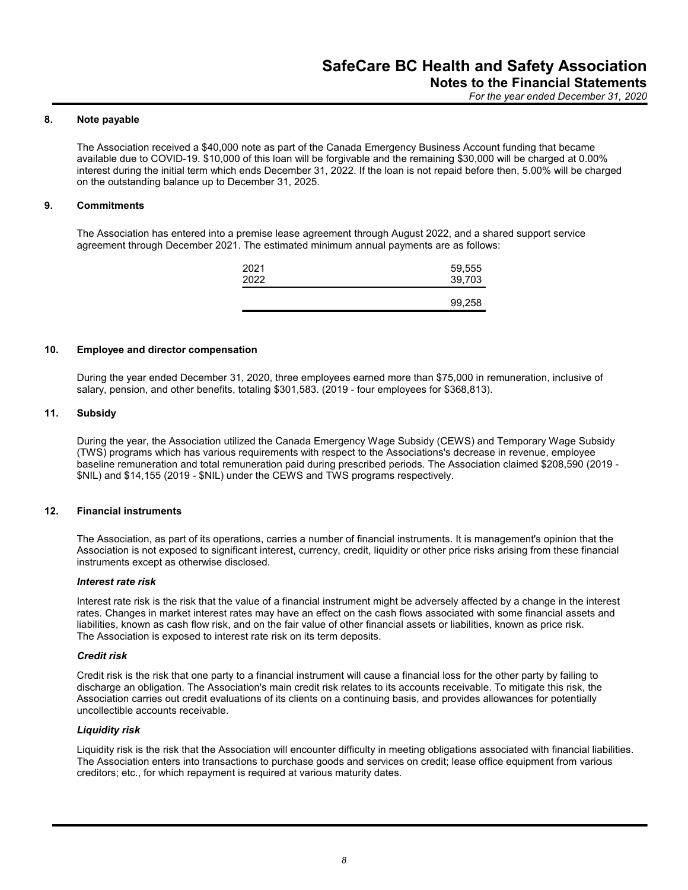## 8. Note payable

The Association received a $40,000 note as part of the Canada Emergency Business Account funding that became available due to COVID-19. $10,000 of this loan will be forgivable and the remaining $30,000 will be charged at 0.00% interest during the initial term which ends December 31, 2022. If the loan is not repaid before then, 5.00% will be charged on the outstanding balance up to December 31, 2025.

## 9. Commitments

The Association has entered into a premise lease agreement through August 2022, and a shared support service agreement through December 2021. The estimated minimum annual payments are as follows:

| | |
|---|---|
| 2021 | 59,555 |
| 2022 | 39,703 |
| | 99,258 |

## 10. Employee and director compensation

During the year ended December 31, 2020, three employees earned more than $75,000 in remuneration, inclusive of salary, pension, and other benefits, totaling $301,583. (2019 - four employees for $368,813).

## 11. Subsidy

During the year, the Association utilized the Canada Emergency Wage Subsidy (CEWS) and Temporary Wage Subsidy (TWS) programs which has various requirements with respect to the Associations's decrease in revenue, employee baseline remuneration and total remuneration paid during prescribed periods. The Association claimed $208,590 (2019 - $NIL) and $14,155 (2019 - $NIL) under the CEWS and TWS programs respectively.

## 12. Financial instruments

The Association, as part of its operations, carries a number of financial instruments. It is management's opinion that the Association is not exposed to significant interest, currency, credit, liquidity or other price risks arising from these financial instruments except as otherwise disclosed.

### *Interest rate risk*

Interest rate risk is the risk that the value of a financial instrument might be adversely affected by a change in the interest rates. Changes in market interest rates may have an effect on the cash flows associated with some financial assets and liabilities, known as cash flow risk, and on the fair value of other financial assets or liabilities, known as price risk. The Association is exposed to interest rate risk on its term deposits.

### *Credit risk*

Credit risk is the risk that one party to a financial instrument will cause a financial loss for the other party by failing to discharge an obligation. The Association's main credit risk relates to its accounts receivable. To mitigate this risk, the Association carries out credit evaluations of its clients on a continuing basis, and provides allowances for potentially uncollectible accounts receivable.

### *Liquidity risk*

Liquidity risk is the risk that the Association will encounter difficulty in meeting obligations associated with financial liabilities. The Association enters into transactions to purchase goods and services on credit; lease office equipment from various creditors; etc., for which repayment is required at various maturity dates.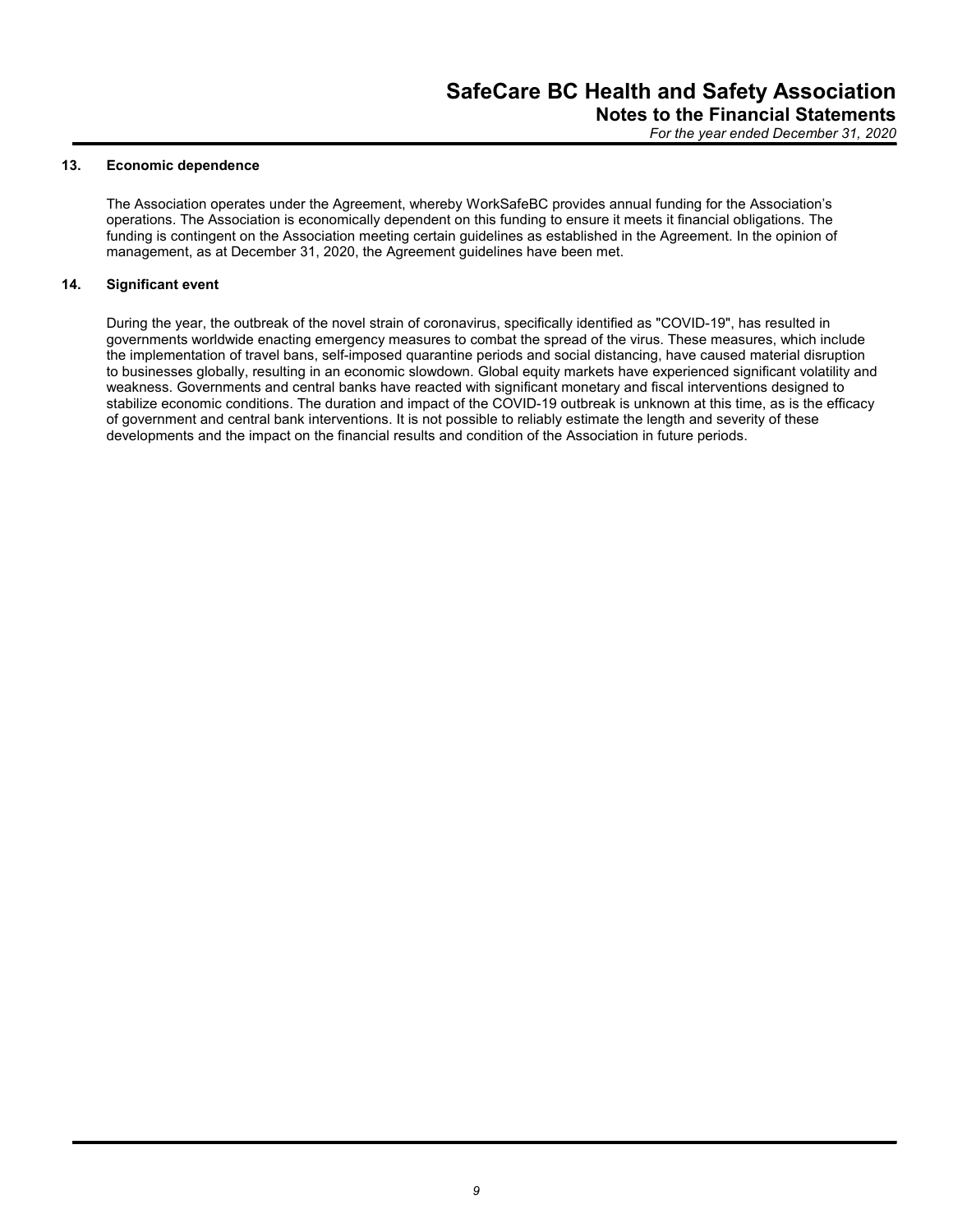### 13. Economic dependence

The Association operates under the Agreement, whereby WorkSafeBC provides annual funding for the Association's operations. The Association is economically dependent on this funding to ensure it meets it financial obligations. The funding is contingent on the Association meeting certain guidelines as established in the Agreement. In the opinion of management, as at December 31, 2020, the Agreement guidelines have been met.

### 14. Significant event

During the year, the outbreak of the novel strain of coronavirus, specifically identified as "COVID-19", has resulted in governments worldwide enacting emergency measures to combat the spread of the virus. These measures, which include the implementation of travel bans, self-imposed quarantine periods and social distancing, have caused material disruption to businesses globally, resulting in an economic slowdown. Global equity markets have experienced significant volatility and weakness. Governments and central banks have reacted with significant monetary and fiscal interventions designed to stabilize economic conditions. The duration and impact of the COVID-19 outbreak is unknown at this time, as is the efficacy of government and central bank interventions. It is not possible to reliably estimate the length and severity of these developments and the impact on the financial results and condition of the Association in future periods.